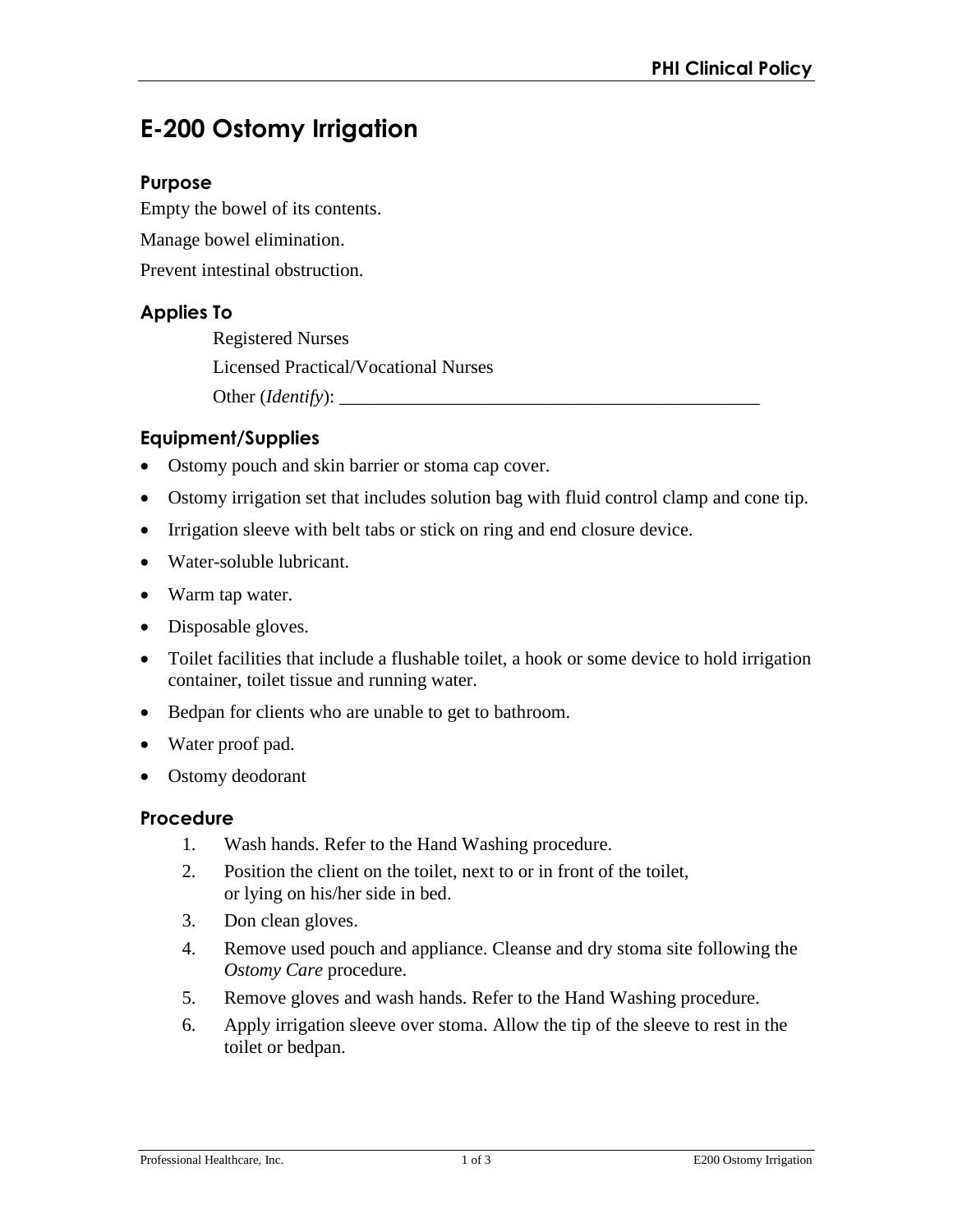# E-200 Ostomy Irrigation

## Purpose

Empty the bowel of its contents.

Manage bowel elimination.

Prevent intestinal obstruction.

## Applies To

Registered Nurses

Licensed Practical/Vocational Nurses

Other (*Identify*): _______________________________________________

## Equipment/Supplies

- Ostomy pouch and skin barrier or stoma cap cover.
- Ostomy irrigation set that includes solution bag with fluid control clamp and cone tip.
- Irrigation sleeve with belt tabs or stick on ring and end closure device.
- Water-soluble lubricant.
- Warm tap water.
- Disposable gloves.
- Toilet facilities that include a flushable toilet, a hook or some device to hold irrigation container, toilet tissue and running water.
- Bedpan for clients who are unable to get to bathroom.
- Water proof pad.
- Ostomy deodorant

## Procedure

1. Wash hands. Refer to the Hand Washing procedure.
2. Position the client on the toilet, next to or in front of the toilet, or lying on his/her side in bed.
3. Don clean gloves.
4. Remove used pouch and appliance. Cleanse and dry stoma site following the *Ostomy Care* procedure.
5. Remove gloves and wash hands. Refer to the Hand Washing procedure.
6. Apply irrigation sleeve over stoma. Allow the tip of the sleeve to rest in the toilet or bedpan.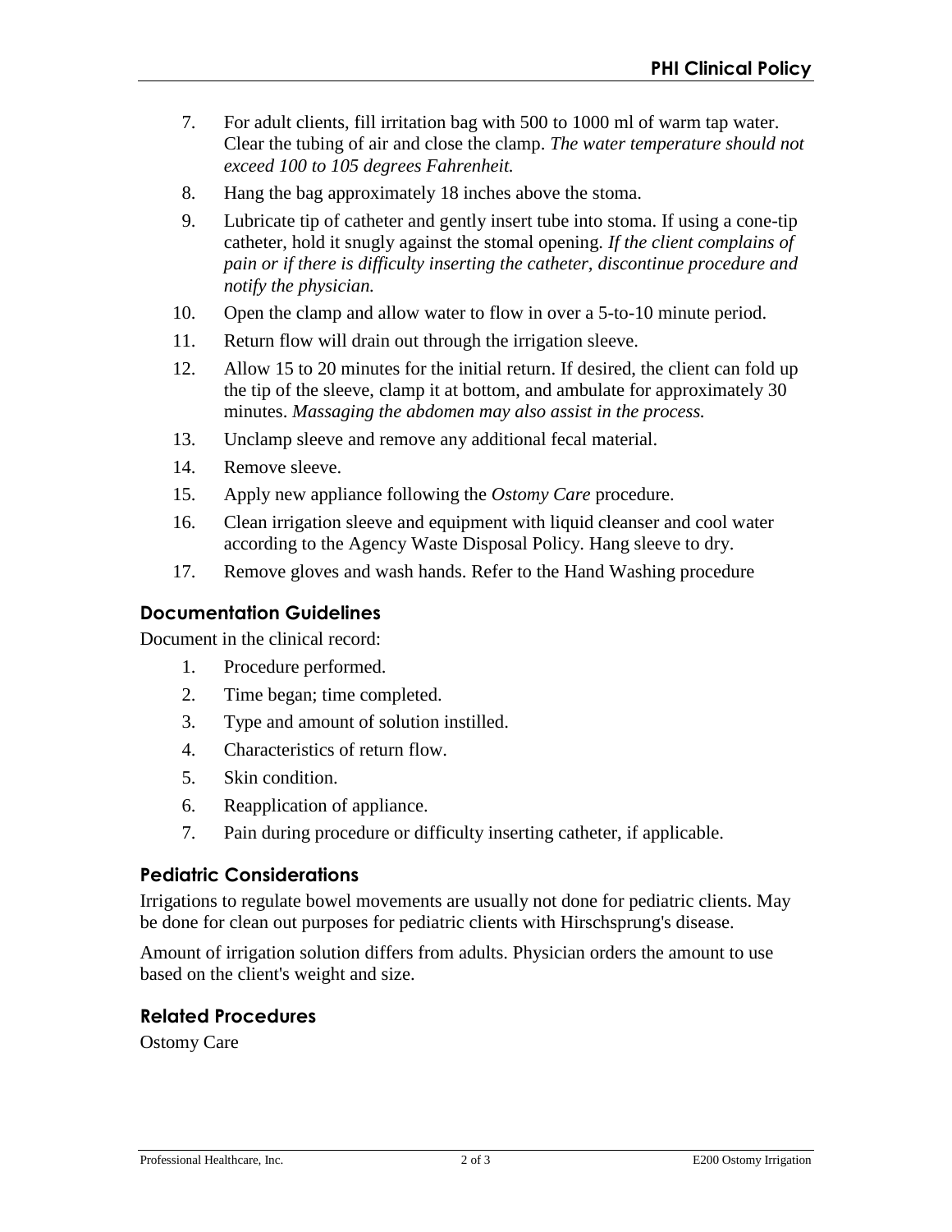7. For adult clients, fill irritation bag with 500 to 1000 ml of warm tap water. Clear the tubing of air and close the clamp. *The water temperature should not exceed 100 to 105 degrees Fahrenheit.*
8. Hang the bag approximately 18 inches above the stoma.
9. Lubricate tip of catheter and gently insert tube into stoma. If using a cone-tip catheter, hold it snugly against the stomal opening. *If the client complains of pain or if there is difficulty inserting the catheter, discontinue procedure and notify the physician.*
10. Open the clamp and allow water to flow in over a 5-to-10 minute period.
11. Return flow will drain out through the irrigation sleeve.
12. Allow 15 to 20 minutes for the initial return. If desired, the client can fold up the tip of the sleeve, clamp it at bottom, and ambulate for approximately 30 minutes. *Massaging the abdomen may also assist in the process.*
13. Unclamp sleeve and remove any additional fecal material.
14. Remove sleeve.
15. Apply new appliance following the *Ostomy Care* procedure.
16. Clean irrigation sleeve and equipment with liquid cleanser and cool water according to the Agency Waste Disposal Policy. Hang sleeve to dry.
17. Remove gloves and wash hands. Refer to the Hand Washing procedure

## Documentation Guidelines

Document in the clinical record:

1. Procedure performed.
2. Time began; time completed.
3. Type and amount of solution instilled.
4. Characteristics of return flow.
5. Skin condition.
6. Reapplication of appliance.
7. Pain during procedure or difficulty inserting catheter, if applicable.

## Pediatric Considerations

Irrigations to regulate bowel movements are usually not done for pediatric clients. May be done for clean out purposes for pediatric clients with Hirschsprung's disease.

Amount of irrigation solution differs from adults. Physician orders the amount to use based on the client's weight and size.

## Related Procedures

Ostomy Care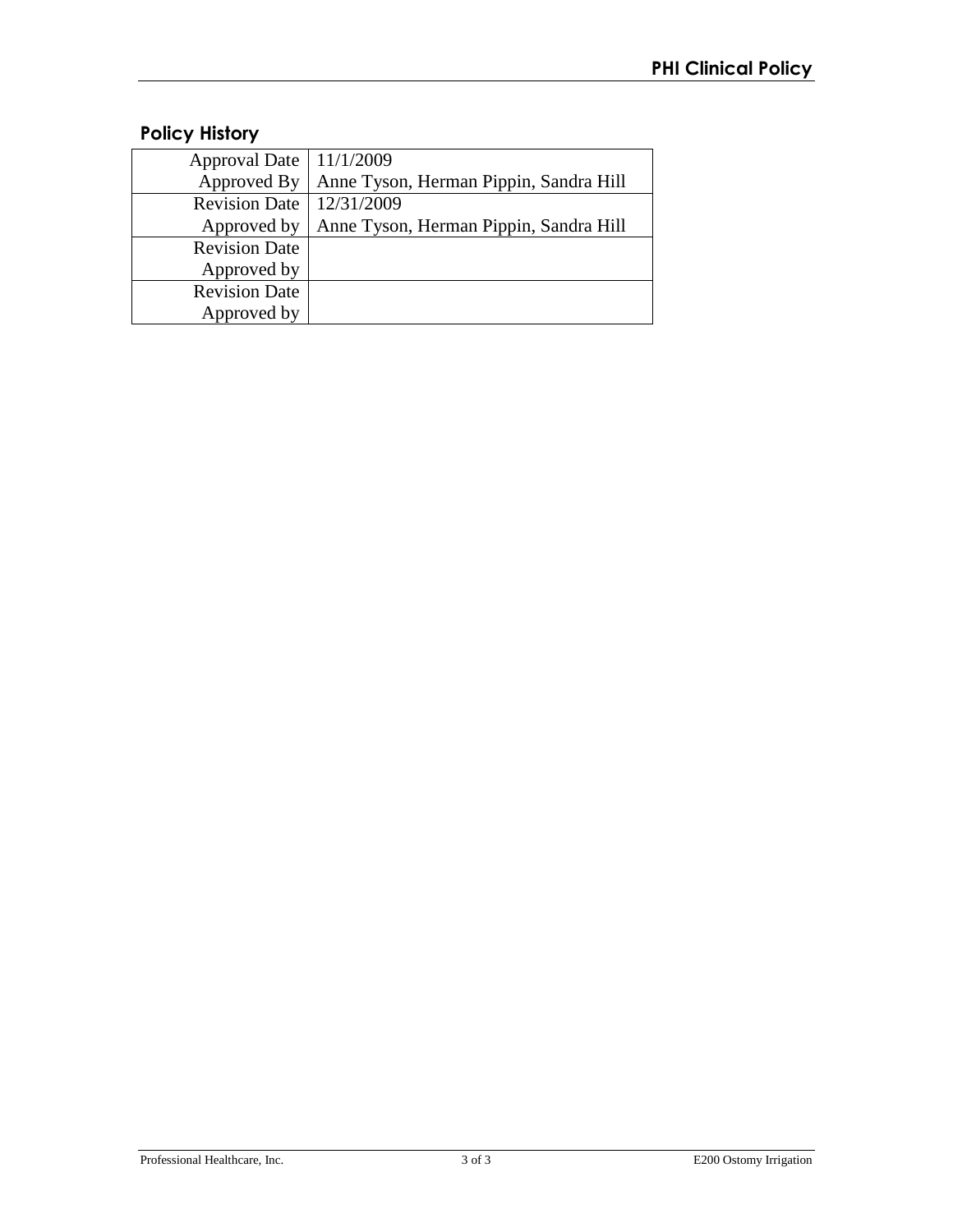## Policy History

| | |
|---|---|
| Approval Date | 11/1/2009 |
| Approved By | Anne Tyson, Herman Pippin, Sandra Hill |
| Revision Date | 12/31/2009 |
| Approved by | Anne Tyson, Herman Pippin, Sandra Hill |
| Revision Date | |
| Approved by | |
| Revision Date | |
| Approved by | |